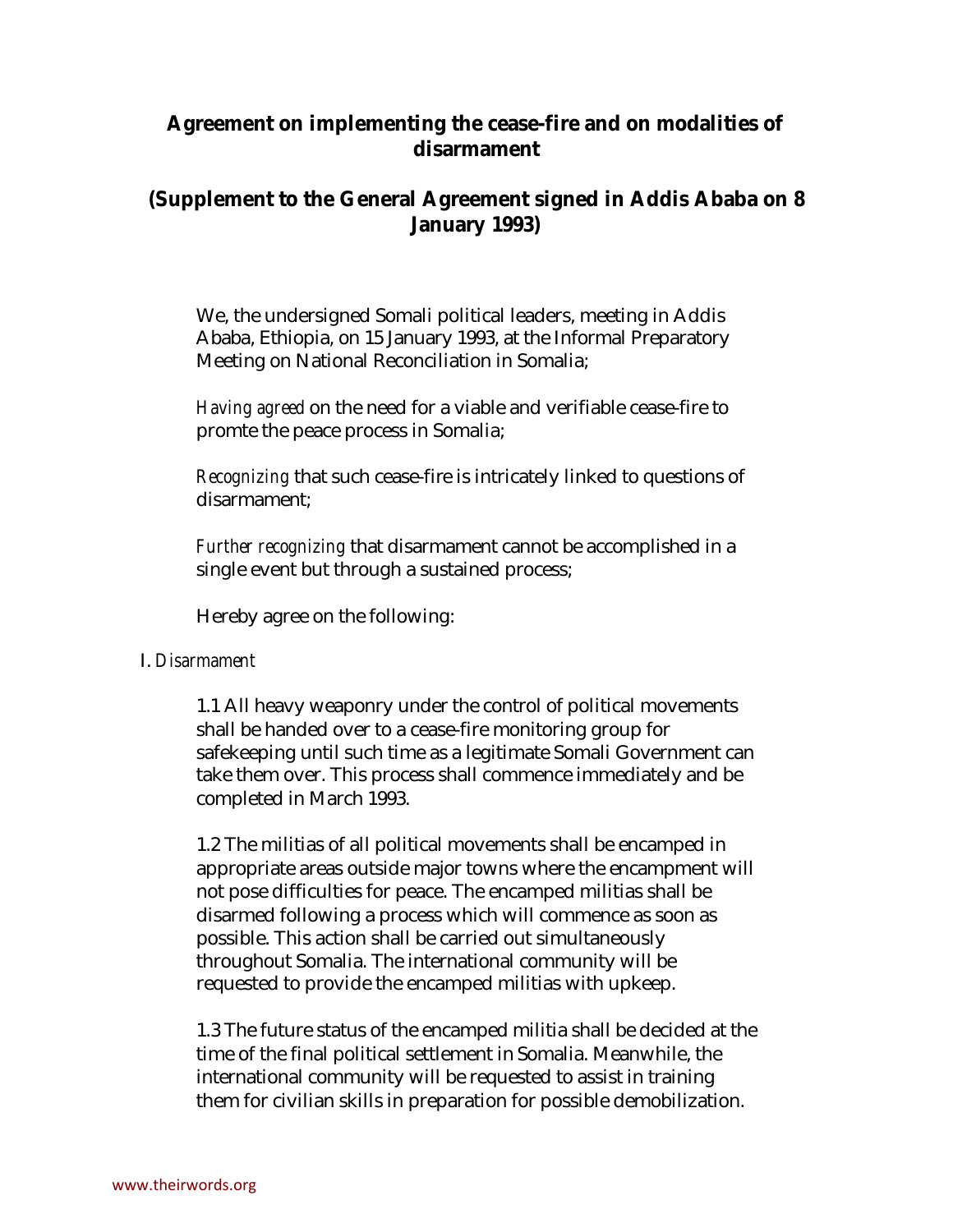## Agreement on implementing the cease-fire and on modalities of disarmament

## (Supplement to the General Agreement signed in Addis Ababa on 8 January 1993)

We, the undersigned Somali political leaders, meeting in Addis Ababa, Ethiopia, on 15 January 1993, at the Informal Preparatory Meeting on National Reconciliation in Somalia;

*Having agreed* on the need for a viable and verifiable cease-fire to promte the peace process in Somalia;

*Recognizing* that such cease-fire is intricately linked to questions of disarmament;

*Further recognizing* that disarmament cannot be accomplished in a single event but through a sustained process;

Hereby agree on the following:

I. *Disarmament*

1.1 All heavy weaponry under the control of political movements shall be handed over to a cease-fire monitoring group for safekeeping until such time as a legitimate Somali Government can take them over. This process shall commence immediately and be completed in March 1993.

1.2 The militias of all political movements shall be encamped in appropriate areas outside major towns where the encampment will not pose difficulties for peace. The encamped militias shall be disarmed following a process which will commence as soon as possible. This action shall be carried out simultaneously throughout Somalia. The international community will be requested to provide the encamped militias with upkeep.

1.3 The future status of the encamped militia shall be decided at the time of the final political settlement in Somalia. Meanwhile, the international community will be requested to assist in training them for civilian skills in preparation for possible demobilization.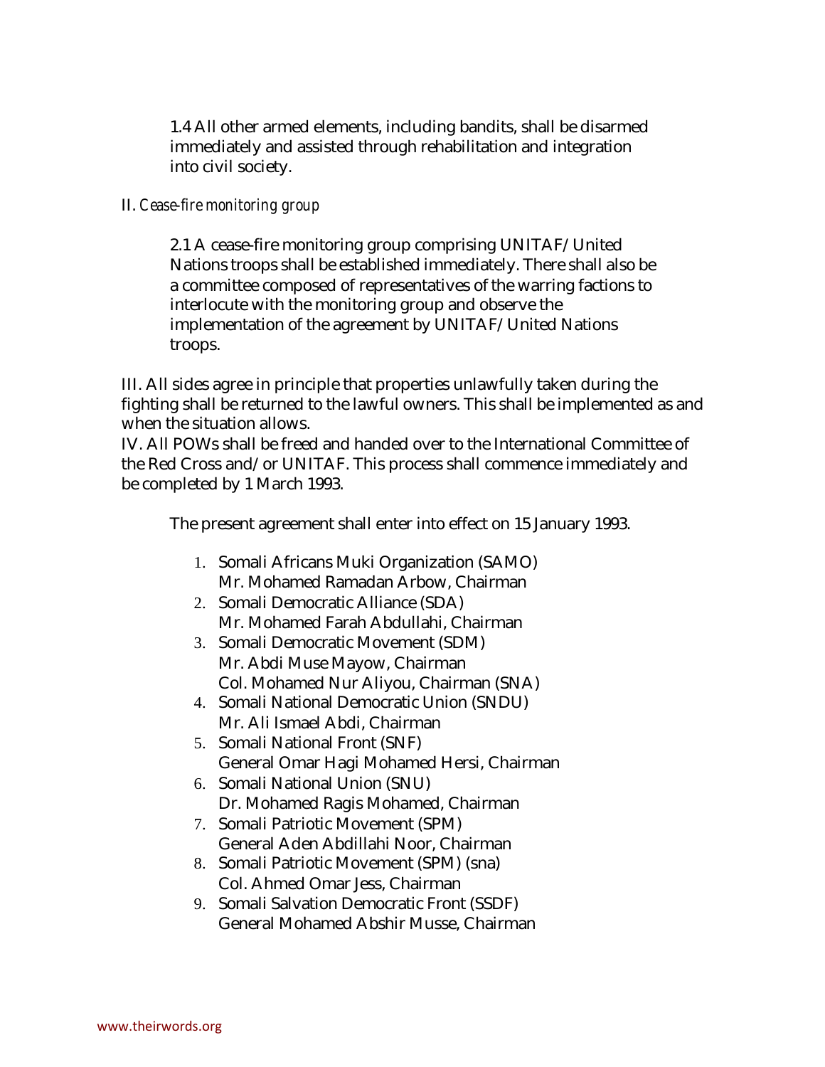1.4 All other armed elements, including bandits, shall be disarmed immediately and assisted through rehabilitation and integration into civil society.

II. *Cease-fire monitoring group*

2.1 A cease-fire monitoring group comprising UNITAF/United Nations troops shall be established immediately. There shall also be a committee composed of representatives of the warring factions to interlocute with the monitoring group and observe the implementation of the agreement by UNITAF/United Nations troops.

III. All sides agree in principle that properties unlawfully taken during the fighting shall be returned to the lawful owners. This shall be implemented as and when the situation allows.

IV. All POWs shall be freed and handed over to the International Committee of the Red Cross and/or UNITAF. This process shall commence immediately and be completed by 1 March 1993.

The present agreement shall enter into effect on 15 January 1993.

1. Somali Africans Muki Organization (SAMO)
   Mr. Mohamed Ramadan Arbow, Chairman
2. Somali Democratic Alliance (SDA)
   Mr. Mohamed Farah Abdullahi, Chairman
3. Somali Democratic Movement (SDM)
   Mr. Abdi Muse Mayow, Chairman
   Col. Mohamed Nur Aliyou, Chairman (SNA)
4. Somali National Democratic Union (SNDU)
   Mr. Ali Ismael Abdi, Chairman
5. Somali National Front (SNF)
   General Omar Hagi Mohamed Hersi, Chairman
6. Somali National Union (SNU)
   Dr. Mohamed Ragis Mohamed, Chairman
7. Somali Patriotic Movement (SPM)
   General Aden Abdillahi Noor, Chairman
8. Somali Patriotic Movement (SPM) (sna)
   Col. Ahmed Omar Jess, Chairman
9. Somali Salvation Democratic Front (SSDF)
   General Mohamed Abshir Musse, Chairman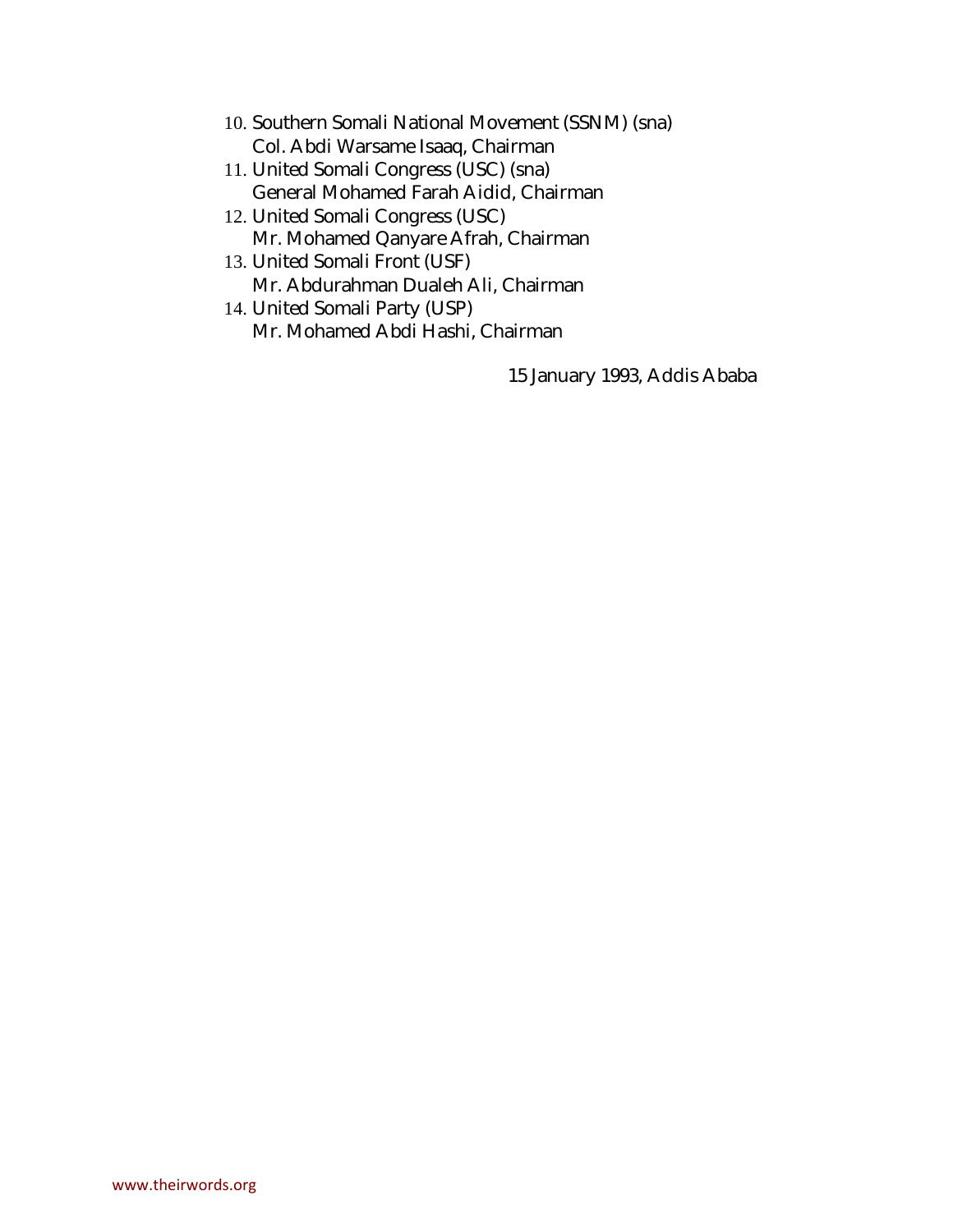10. Southern Somali National Movement (SSNM) (sna)
    Col. Abdi Warsame Isaaq, Chairman
11. United Somali Congress (USC) (sna)
    General Mohamed Farah Aidid, Chairman
12. United Somali Congress (USC)
    Mr. Mohamed Qanyare Afrah, Chairman
13. United Somali Front (USF)
    Mr. Abdurahman Dualeh Ali, Chairman
14. United Somali Party (USP)
    Mr. Mohamed Abdi Hashi, Chairman

15 January 1993, Addis Ababa